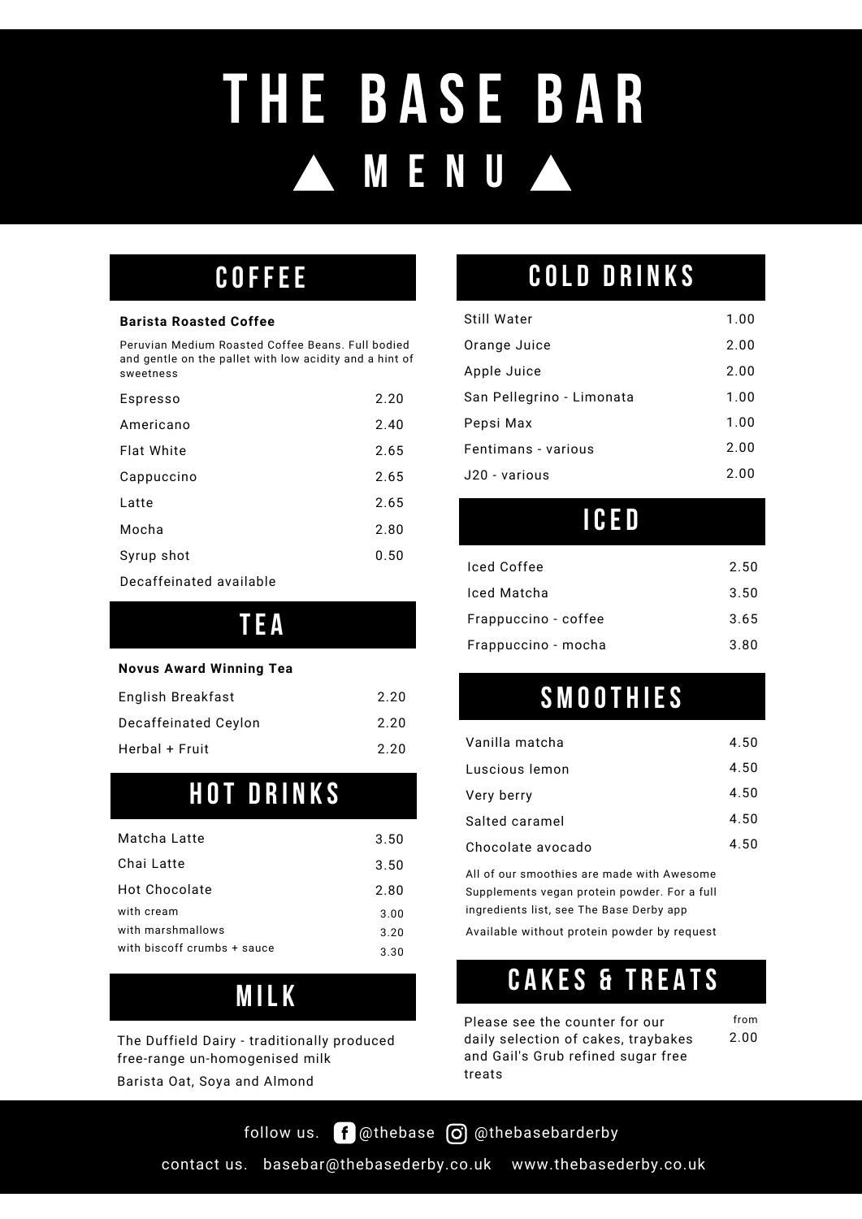# THE BASE BAR

## MENU

## COFFEE

**Barista Roasted Coffee**

Peruvian Medium Roasted Coffee Beans. Full bodied and gentle on the pallet with low acidity and a hint of sweetness

| Item | Price |
| --- | --- |
| Espresso | 2.20 |
| Americano | 2.40 |
| Flat White | 2.65 |
| Cappuccino | 2.65 |
| Latte | 2.65 |
| Mocha | 2.80 |
| Syrup shot | 0.50 |

Decaffeinated available

## TEA

**Novus Award Winning Tea**

| Item | Price |
| --- | --- |
| English Breakfast | 2.20 |
| Decaffeinated Ceylon | 2.20 |
| Herbal + Fruit | 2.20 |

## HOT DRINKS

| Item | Price |
| --- | --- |
| Matcha Latte | 3.50 |
| Chai Latte | 3.50 |
| Hot Chocolate | 2.80 |
| with cream | 3.00 |
| with marshmallows | 3.20 |
| with biscoff crumbs + sauce | 3.30 |

## MILK

The Duffield Dairy - traditionally produced free-range un-homogenised milk

Barista Oat, Soya and Almond

## COLD DRINKS

| Item | Price |
| --- | --- |
| Still Water | 1.00 |
| Orange Juice | 2.00 |
| Apple Juice | 2.00 |
| San Pellegrino - Limonata | 1.00 |
| Pepsi Max | 1.00 |
| Fentimans - various | 2.00 |
| J20 - various | 2.00 |

## ICED

| Item | Price |
| --- | --- |
| Iced Coffee | 2.50 |
| Iced Matcha | 3.50 |
| Frappuccino - coffee | 3.65 |
| Frappuccino - mocha | 3.80 |

## SMOOTHIES

| Item | Price |
| --- | --- |
| Vanilla matcha | 4.50 |
| Luscious lemon | 4.50 |
| Very berry | 4.50 |
| Salted caramel | 4.50 |
| Chocolate avocado | 4.50 |

All of our smoothies are made with Awesome Supplements vegan protein powder. For a full ingredients list, see The Base Derby app

Available without protein powder by request

## CAKES & TREATS

Please see the counter for our daily selection of cakes, traybakes and Gail's Grub refined sugar free treats — from 2.00

follow us. @thebase @thebasebarderby

contact us. basebar@thebasederby.co.uk www.thebasederby.co.uk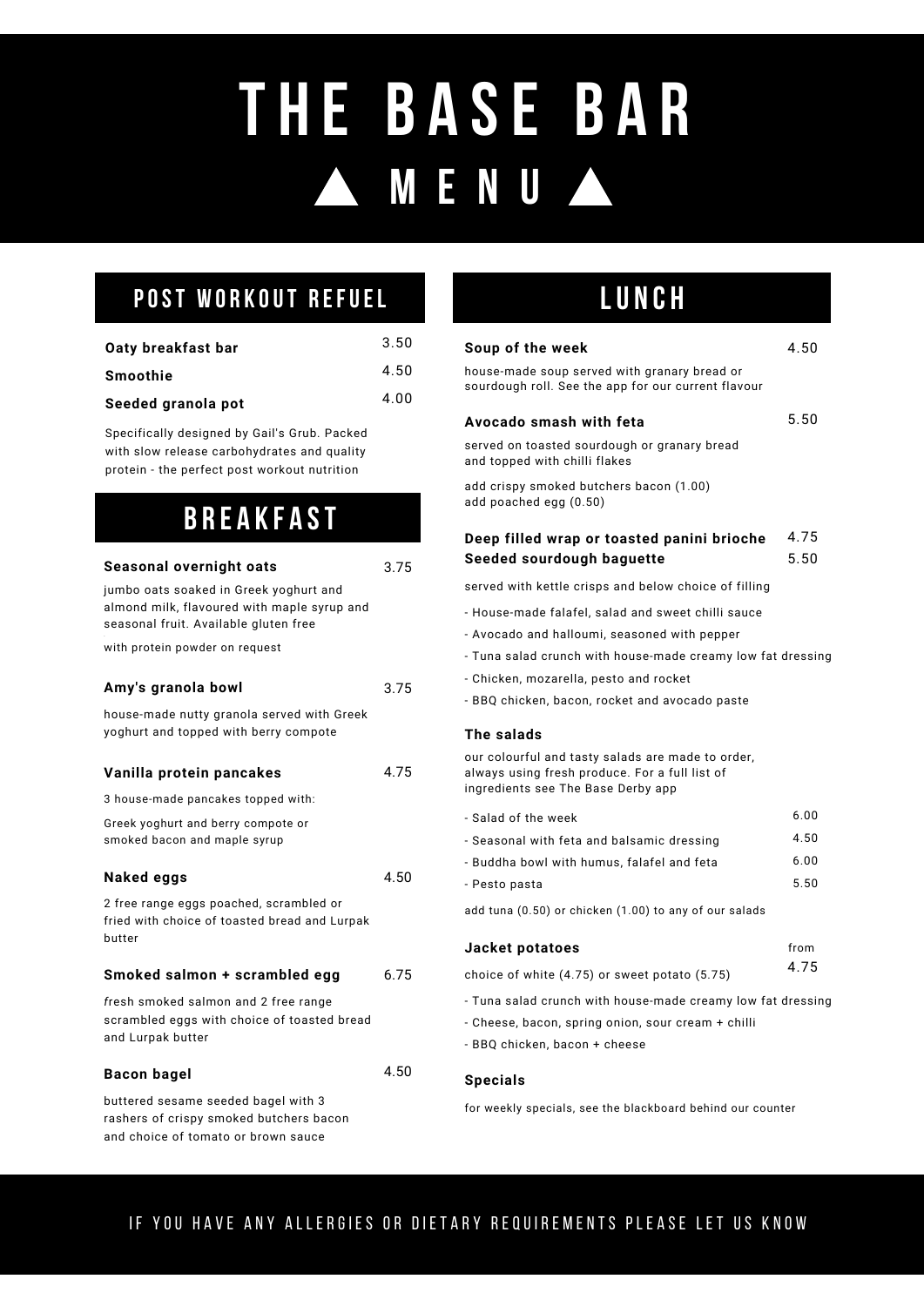# THE BASE BAR

## ▲ MENU ▲

## POST WORKOUT REFUEL

**Oaty breakfast bar** 3.50

**Smoothie** 4.50

**Seeded granola pot** 4.00

Specifically designed by Gail's Grub. Packed with slow release carbohydrates and quality protein - the perfect post workout nutrition

## BREAKFAST

**Seasonal overnight oats** 3.75

jumbo oats soaked in Greek yoghurt and almond milk, flavoured with maple syrup and seasonal fruit. Available gluten free

with protein powder on request

**Amy's granola bowl** 3.75

house-made nutty granola served with Greek yoghurt and topped with berry compote

**Vanilla protein pancakes** 4.75

3 house-made pancakes topped with:

Greek yoghurt and berry compote or smoked bacon and maple syrup

**Naked eggs** 4.50

2 free range eggs poached, scrambled or fried with choice of toasted bread and Lurpak butter

**Smoked salmon + scrambled egg** 6.75

fresh smoked salmon and 2 free range scrambled eggs with choice of toasted bread and Lurpak butter

**Bacon bagel** 4.50

buttered sesame seeded bagel with 3 rashers of crispy smoked butchers bacon and choice of tomato or brown sauce

## LUNCH

**Soup of the week** 4.50

house-made soup served with granary bread or sourdough roll. See the app for our current flavour

**Avocado smash with feta** 5.50

served on toasted sourdough or granary bread and topped with chilli flakes

add crispy smoked butchers bacon (1.00)
add poached egg (0.50)

**Deep filled wrap or toasted panini brioche** 4.75
**Seeded sourdough baguette** 5.50

served with kettle crisps and below choice of filling

- House-made falafel, salad and sweet chilli sauce
- Avocado and halloumi, seasoned with pepper
- Tuna salad crunch with house-made creamy low fat dressing
- Chicken, mozarella, pesto and rocket
- BBQ chicken, bacon, rocket and avocado paste

**The salads**

our colourful and tasty salads are made to order, always using fresh produce. For a full list of ingredients see The Base Derby app

- Salad of the week 6.00
- Seasonal with feta and balsamic dressing 4.50
- Buddha bowl with humus, falafel and feta 6.00
- Pesto pasta 5.50

add tuna (0.50) or chicken (1.00) to any of our salads

**Jacket potatoes** from 4.75

choice of white (4.75) or sweet potato (5.75)

- Tuna salad crunch with house-made creamy low fat dressing
- Cheese, bacon, spring onion, sour cream + chilli
- BBQ chicken, bacon + cheese

**Specials**

for weekly specials, see the blackboard behind our counter

IF YOU HAVE ANY ALLERGIES OR DIETARY REQUIREMENTS PLEASE LET US KNOW